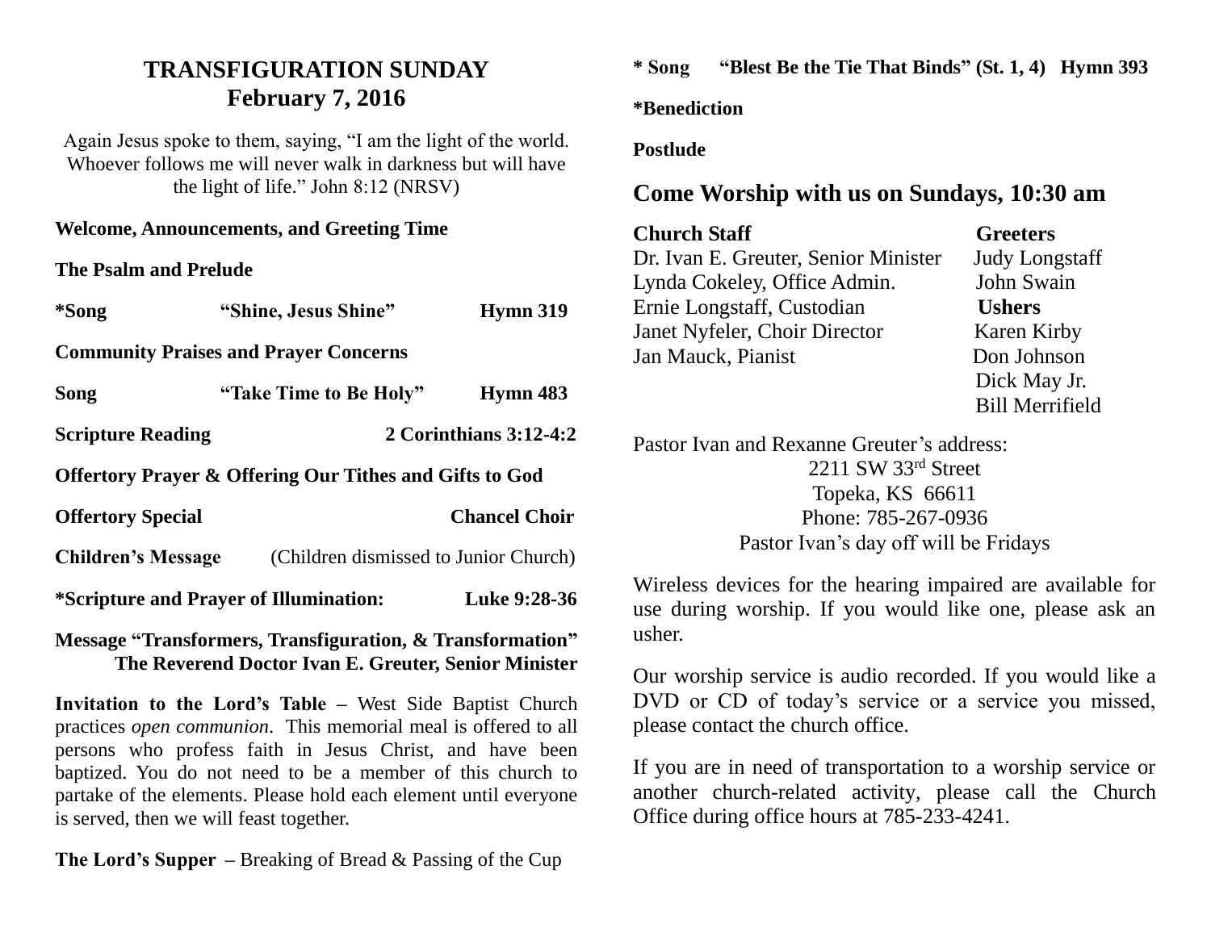# TRANSFIGURATION SUNDAY
## February 7, 2016

Again Jesus spoke to them, saying, "I am the light of the world. Whoever follows me will never walk in darkness but will have the light of life." John 8:12 (NRSV)

**Welcome, Announcements, and Greeting Time**

**The Psalm and Prelude**

**\*Song "Shine, Jesus Shine" Hymn 319**

**Community Praises and Prayer Concerns**

**Song "Take Time to Be Holy" Hymn 483**

**Scripture Reading 2 Corinthians 3:12-4:2**

**Offertory Prayer & Offering Our Tithes and Gifts to God**

**Offertory Special Chancel Choir**

**Children's Message** (Children dismissed to Junior Church)

**\*Scripture and Prayer of Illumination: Luke 9:28-36**

**Message "Transformers, Transfiguration, & Transformation"**
**The Reverend Doctor Ivan E. Greuter, Senior Minister**

**Invitation to the Lord's Table –** West Side Baptist Church practices *open communion*. This memorial meal is offered to all persons who profess faith in Jesus Christ, and have been baptized. You do not need to be a member of this church to partake of the elements. Please hold each element until everyone is served, then we will feast together.

**The Lord's Supper –** Breaking of Bread & Passing of the Cup

**\* Song "Blest Be the Tie That Binds" (St. 1, 4) Hymn 393**

**\*Benediction**

**Postlude**

## Come Worship with us on Sundays, 10:30 am

**Church Staff**
Dr. Ivan E. Greuter, Senior Minister
Lynda Cokeley, Office Admin.
Ernie Longstaff, Custodian
Janet Nyfeler, Choir Director
Jan Mauck, Pianist

**Greeters**
Judy Longstaff
John Swain

**Ushers**
Karen Kirby
Don Johnson
Dick May Jr.
Bill Merrifield

Pastor Ivan and Rexanne Greuter's address:
2211 SW 33rd Street
Topeka, KS 66611
Phone: 785-267-0936
Pastor Ivan's day off will be Fridays

Wireless devices for the hearing impaired are available for use during worship. If you would like one, please ask an usher.

Our worship service is audio recorded. If you would like a DVD or CD of today's service or a service you missed, please contact the church office.

If you are in need of transportation to a worship service or another church-related activity, please call the Church Office during office hours at 785-233-4241.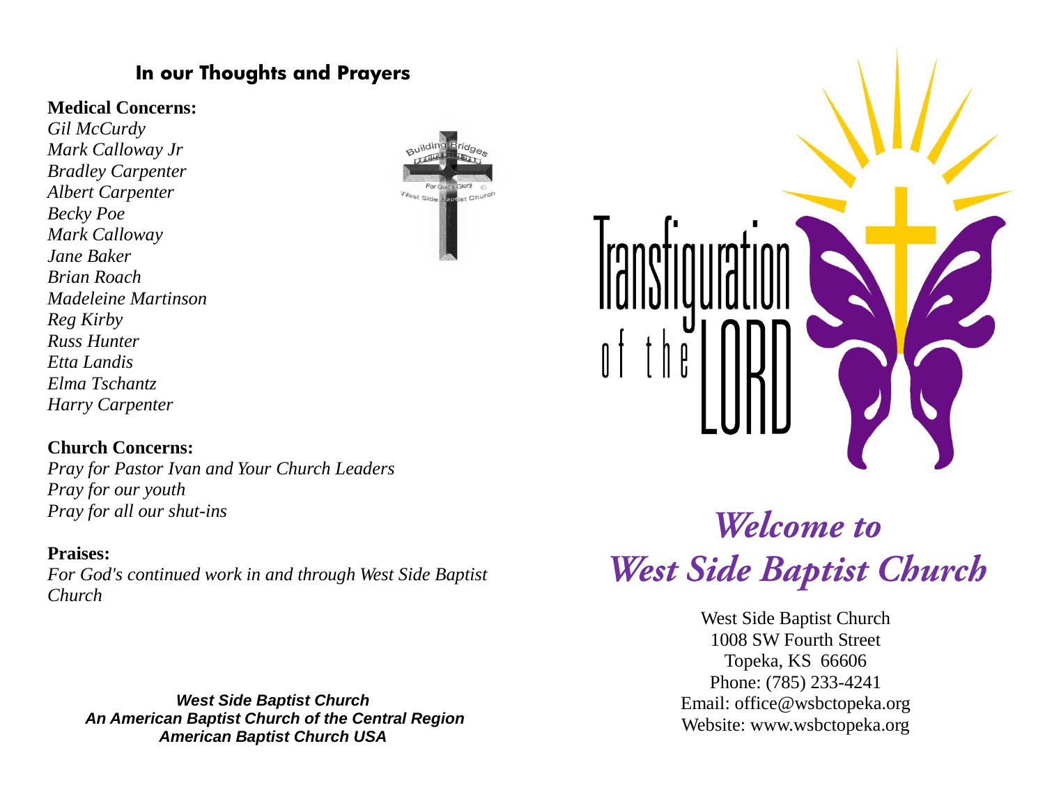## In our Thoughts and Prayers

**Medical Concerns:**

*Gil McCurdy*
*Mark Calloway Jr*
*Bradley Carpenter*
*Albert Carpenter*
*Becky Poe*
*Mark Calloway*
*Jane Baker*
*Brian Roach*
*Madeleine Martinson*
*Reg Kirby*
*Russ Hunter*
*Etta Landis*
*Elma Tschantz*
*Harry Carpenter*

**Church Concerns:**

*Pray for Pastor Ivan and Your Church Leaders*
*Pray for our youth*
*Pray for all our shut-ins*

**Praises:**

*For God's continued work in and through West Side Baptist Church*

***West Side Baptist Church***
***An American Baptist Church of the Central Region***
***American Baptist Church USA***

Transfiguration of the LORD

# *Welcome to West Side Baptist Church*

West Side Baptist Church
1008 SW Fourth Street
Topeka, KS 66606
Phone: (785) 233-4241
Email: office@wsbctopeka.org
Website: www.wsbctopeka.org